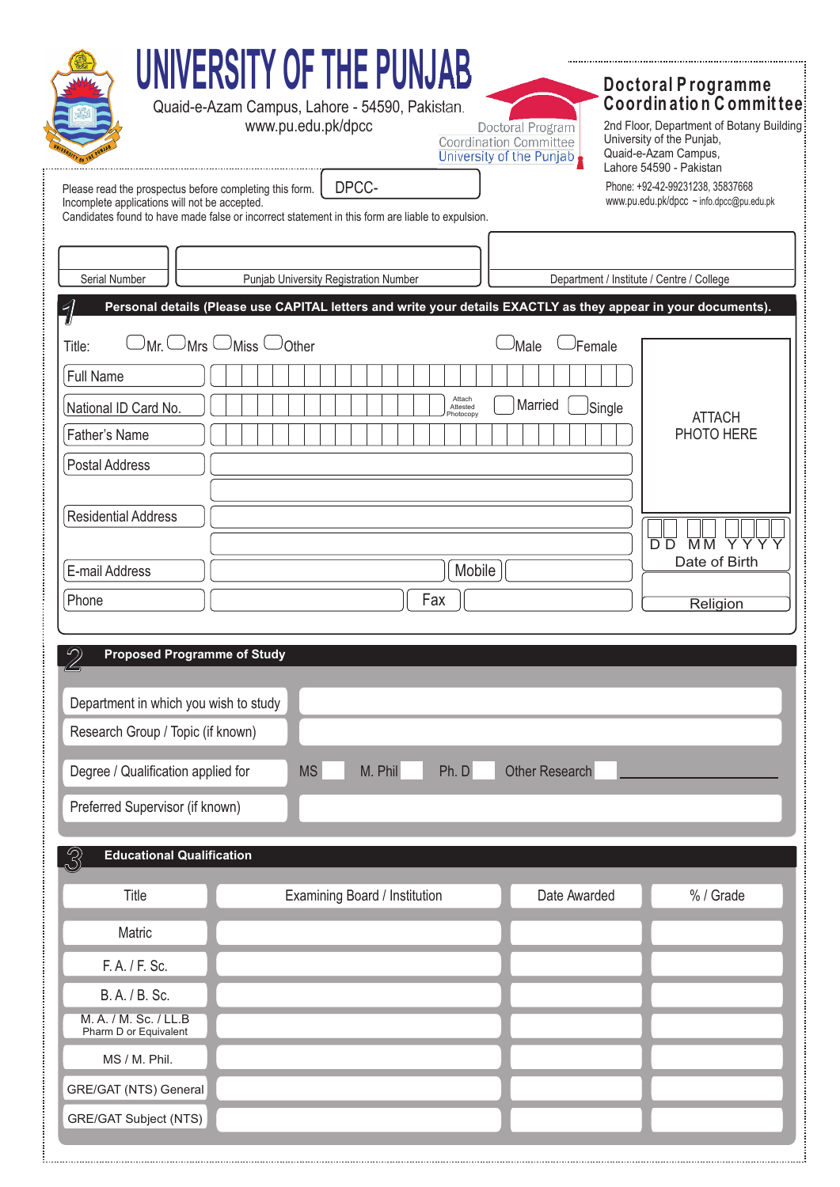# UNIVERSITY OF THE PUNJAB

Quaid-e-Azam Campus, Lahore - 54590, Pakistan.
www.pu.edu.pk/dpcc

Doctoral Program Coordination Committee University of the Punjab

## Doctoral Programme Coordination Committee

2nd Floor, Department of Botany Building
University of the Punjab,
Quaid-e-Azam Campus,
Lahore 54590 - Pakistan

Phone: +92-42-99231238, 35837668
www.pu.edu.pk/dpcc ~ info.dpcc@pu.edu.pk

Please read the prospectus before completing this form. DPCC-
Incomplete applications will not be accepted.
Candidates found to have made false or incorrect statement in this form are liable to expulsion.

| Serial Number | Punjab University Registration Number | Department / Institute / Centre / College |
|---|---|---|
| | | |

### 1 Personal details (Please use CAPITAL letters and write your details EXACTLY as they appear in your documents).

Title: ◯ Mr. ◯ Mrs ◯ Miss ◯ Other     ◯ Male ◯ Female

Full Name

National ID Card No. (Attach Attested Photocopy)     ◯ Married ◯ Single

Father's Name

Postal Address

Residential Address

E-mail Address     Mobile

Phone     Fax

ATTACH PHOTO HERE

D D  M M  Y Y Y Y
Date of Birth

Religion

### 2 Proposed Programme of Study

Department in which you wish to study

Research Group / Topic (if known)

Degree / Qualification applied for     MS ☐  M. Phil ☐  Ph. D ☐  Other Research ☐ ____________

Preferred Supervisor (if known)

### 3 Educational Qualification

| Title | Examining Board / Institution | Date Awarded | % / Grade |
|---|---|---|---|
| Matric | | | |
| F. A. / F. Sc. | | | |
| B. A. / B. Sc. | | | |
| M. A. / M. Sc. / LL.B Pharm D or Equivalent | | | |
| MS / M. Phil. | | | |
| GRE/GAT (NTS) General | | | |
| GRE/GAT Subject (NTS) | | | |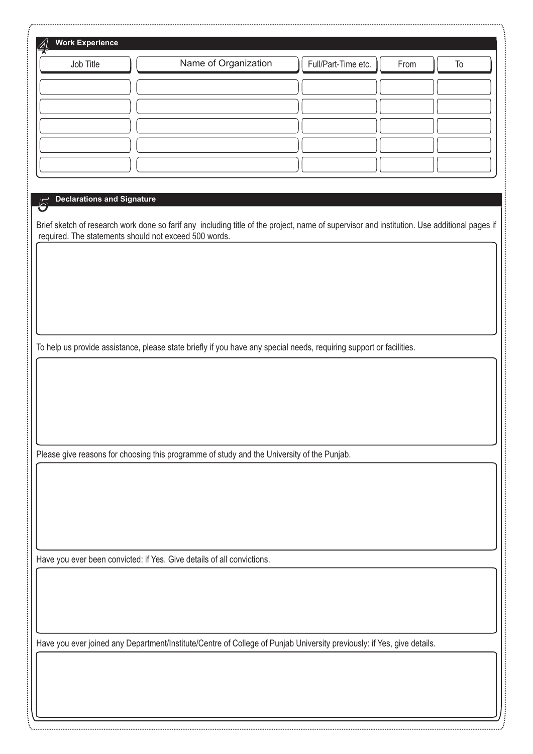## 4 Work Experience

| Job Title | Name of Organization | Full/Part-Time etc. | From | To |
|---|---|---|---|---|
| | | | | |
| | | | | |
| | | | | |
| | | | | |
| | | | | |

## 5 Declarations and Signature

Brief sketch of research work done so farif any including title of the project, name of supervisor and institution. Use additional pages if required. The statements should not exceed 500 words.

To help us provide assistance, please state briefly if you have any special needs, requiring support or facilities.

Please give reasons for choosing this programme of study and the University of the Punjab.

Have you ever been convicted: if Yes. Give details of all convictions.

Have you ever joined any Department/Institute/Centre of College of Punjab University previously: if Yes, give details.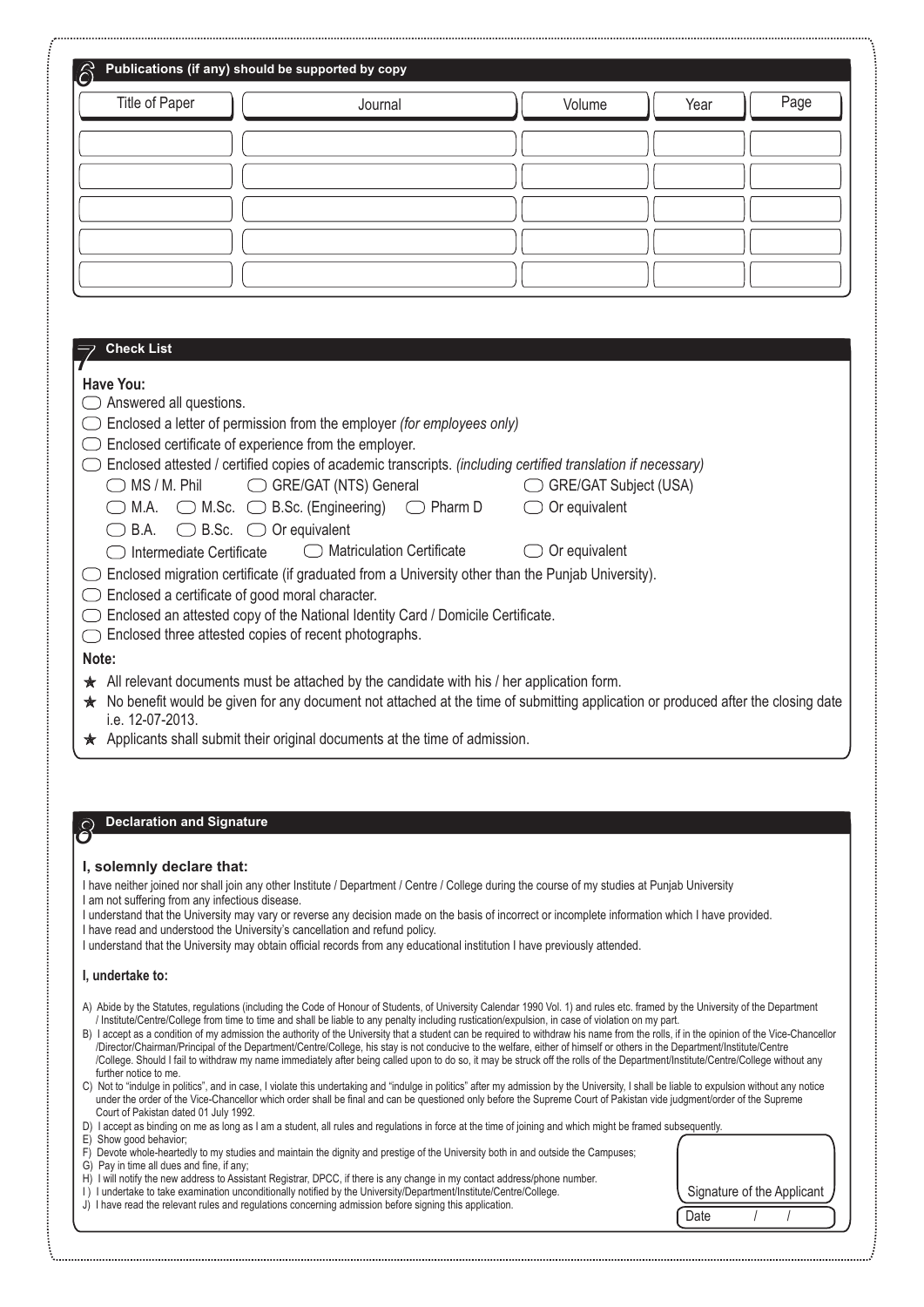## 6 Publications (if any) should be supported by copy

| Title of Paper | Journal | Volume | Year | Page |
|---|---|---|---|---|
| | | | | |
| | | | | |
| | | | | |
| | | | | |
| | | | | |

## 7 Check List

**Have You:**

- ◯ Answered all questions.
- ◯ Enclosed a letter of permission from the employer *(for employees only)*
- ◯ Enclosed certificate of experience from the employer.
- ◯ Enclosed attested / certified copies of academic transcripts. *(including certified translation if necessary)*
  - ◯ MS / M. Phil ◯ GRE/GAT (NTS) General ◯ GRE/GAT Subject (USA)
  - ◯ M.A. ◯ M.Sc. ◯ B.Sc. (Engineering) ◯ Pharm D ◯ Or equivalent
  - ◯ B.A. ◯ B.Sc. ◯ Or equivalent
  - ◯ Intermediate Certificate ◯ Matriculation Certificate ◯ Or equivalent
- ◯ Enclosed migration certificate (if graduated from a University other than the Punjab University).
- ◯ Enclosed a certificate of good moral character.
- ◯ Enclosed an attested copy of the National Identity Card / Domicile Certificate.
- ◯ Enclosed three attested copies of recent photographs.

**Note:**

- ★ All relevant documents must be attached by the candidate with his / her application form.
- ★ No benefit would be given for any document not attached at the time of submitting application or produced after the closing date i.e. 12-07-2013.
- ★ Applicants shall submit their original documents at the time of admission.

## 8 Declaration and Signature

### I, solemnly declare that:

I have neither joined nor shall join any other Institute / Department / Centre / College during the course of my studies at Punjab University
I am not suffering from any infectious disease.
I understand that the University may vary or reverse any decision made on the basis of incorrect or incomplete information which I have provided.
I have read and understood the University's cancellation and refund policy.
I understand that the University may obtain official records from any educational institution I have previously attended.

**I, undertake to:**

A) Abide by the Statutes, regulations (including the Code of Honour of Students, of University Calendar 1990 Vol. 1) and rules etc. framed by the University of the Department / Institute/Centre/College from time to time and shall be liable to any penalty including rustication/expulsion, in case of violation on my part.
B) I accept as a condition of my admission the authority of the University that a student can be required to withdraw his name from the rolls, if in the opinion of the Vice-Chancellor /Director/Chairman/Principal of the Department/Centre/College, his stay is not conducive to the welfare, either of himself or others in the Department/Institute/Centre /College. Should I fail to withdraw my name immediately after being called upon to do so, it may be struck off the rolls of the Department/Institute/Centre/College without any further notice to me.
C) Not to "indulge in politics", and in case, I violate this undertaking and "indulge in politics" after my admission by the University, I shall be liable to expulsion without any notice under the order of the Vice-Chancellor which order shall be final and can be questioned only before the Supreme Court of Pakistan vide judgment/order of the Supreme Court of Pakistan dated 01 July 1992.
D) I accept as binding on me as long as I am a student, all rules and regulations in force at the time of joining and which might be framed subsequently.
E) Show good behavior;
F) Devote whole-heartedly to my studies and maintain the dignity and prestige of the University both in and outside the Campuses;
G) Pay in time all dues and fine, if any;
H) I will notify the new address to Assistant Registrar, DPCC, if there is any change in my contact address/phone number.
I) I undertake to take examination unconditionally notified by the University/Department/Institute/Centre/College.
J) I have read the relevant rules and regulations concerning admission before signing this application.

Signature of the Applicant

Date / /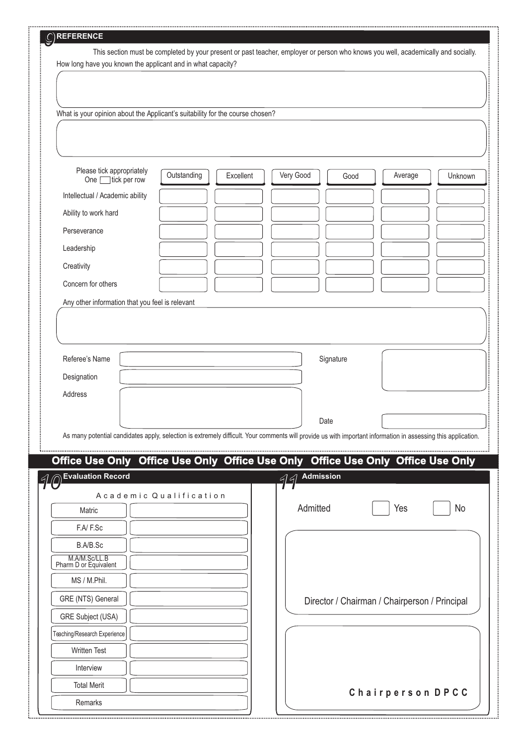## 9 REFERENCE

This section must be completed by your present or past teacher, employer or person who knows you well, academically and socially.

How long have you known the applicant and in what capacity?

What is your opinion about the Applicant's suitability for the course chosen?

| Please tick appropriately One ☐ tick per row | Outstanding | Excellent | Very Good | Good | Average | Unknown |
|---|---|---|---|---|---|---|
| Intellectual / Academic ability | | | | | | |
| Ability to work hard | | | | | | |
| Perseverance | | | | | | |
| Leadership | | | | | | |
| Creativity | | | | | | |
| Concern for others | | | | | | |

Any other information that you feel is relevant

Referee's Name

Designation

Address

Signature

Date

As many potential candidates apply, selection is extremely difficult. Your comments will provide us with important information in assessing this application.

**Office Use Only Office Use Only Office Use Only Office Use Only Office Use Only**

## 10 Evaluation Record

Academic Qualification

| | |
|---|---|
| Matric | |
| F.A/ F.Sc | |
| B.A/B.Sc | |
| M.A/M.Sc/LL.B Pharm D or Equivalent | |
| MS / M.Phil. | |
| GRE (NTS) General | |
| GRE Subject (USA) | |
| Teaching/Research Experience | |
| Written Test | |
| Interview | |
| Total Merit | |
| Remarks | |

## 11 Admission

Admitted ☐ Yes ☐ No

Director / Chairman / Chairperson / Principal

Chairperson DPCC